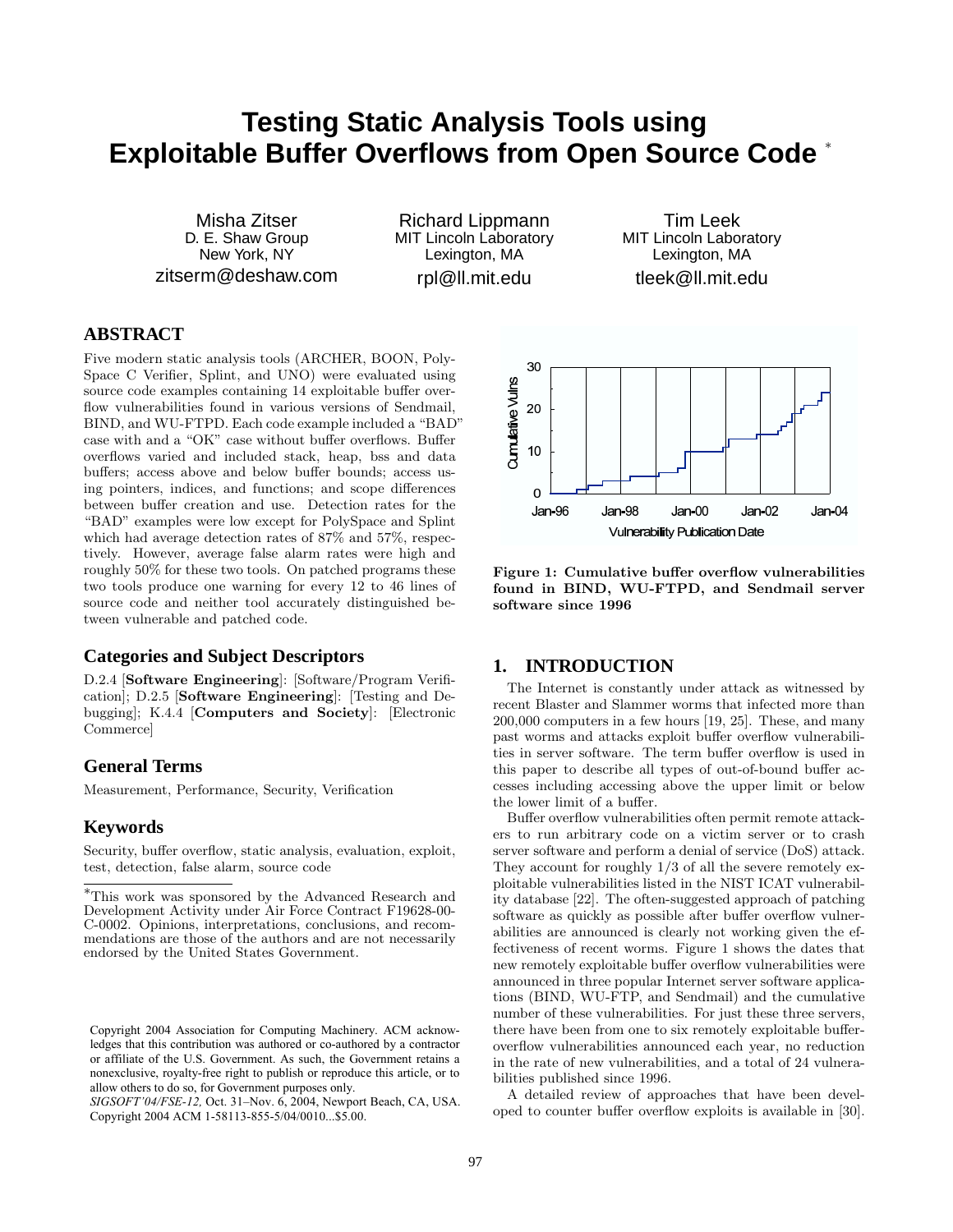# Testing Static Analysis Tools using Exploitable Buffer Overflows from Open Source Code [*]

Misha Zitser
D. E. Shaw Group
New York, NY
zitserm@deshaw.com

Richard Lippmann
MIT Lincoln Laboratory
Lexington, MA
rpl@ll.mit.edu

Tim Leek
MIT Lincoln Laboratory
Lexington, MA
tleek@ll.mit.edu

## ABSTRACT

Five modern static analysis tools (ARCHER, BOON, PolySpace C Verifier, Splint, and UNO) were evaluated using source code examples containing 14 exploitable buffer overflow vulnerabilities found in various versions of Sendmail, BIND, and WU-FTPD. Each code example included a "BAD" case with and a "OK" case without buffer overflows. Buffer overflows varied and included stack, heap, bss and data buffers; access above and below buffer bounds; access using pointers, indices, and functions; and scope differences between buffer creation and use. Detection rates for the "BAD" examples were low except for PolySpace and Splint which had average detection rates of 87% and 57%, respectively. However, average false alarm rates were high and roughly 50% for these two tools. On patched programs these two tools produce one warning for every 12 to 46 lines of source code and neither tool accurately distinguished between vulnerable and patched code.

### Categories and Subject Descriptors

D.2.4 [**Software Engineering**]: [Software/Program Verification]; D.2.5 [**Software Engineering**]: [Testing and Debugging]; K.4.4 [**Computers and Society**]: [Electronic Commerce]

### General Terms

Measurement, Performance, Security, Verification

### Keywords

Security, buffer overflow, static analysis, evaluation, exploit, test, detection, false alarm, source code

[*] This work was sponsored by the Advanced Research and Development Activity under Air Force Contract F19628-00-C-0002. Opinions, interpretations, conclusions, and recommendations are those of the authors and are not necessarily endorsed by the United States Government.

Copyright 2004 Association for Computing Machinery. ACM acknowledges that this contribution was authored or co-authored by a contractor or affiliate of the U.S. Government. As such, the Government retains a nonexclusive, royalty-free right to publish or reproduce this article, or to allow others to do so, for Government purposes only.
*SIGSOFT'04/FSE-12,* Oct. 31–Nov. 6, 2004, Newport Beach, CA, USA.
Copyright 2004 ACM 1-58113-855-5/04/0010...$5.00.

**Figure 1: Cumulative buffer overflow vulnerabilities found in BIND, WU-FTPD, and Sendmail server software since 1996**

## 1. INTRODUCTION

The Internet is constantly under attack as witnessed by recent Blaster and Slammer worms that infected more than 200,000 computers in a few hours [19, 25]. These, and many past worms and attacks exploit buffer overflow vulnerabilities in server software. The term buffer overflow is used in this paper to describe all types of out-of-bound buffer accesses including accessing above the upper limit or below the lower limit of a buffer.

Buffer overflow vulnerabilities often permit remote attackers to run arbitrary code on a victim server or to crash server software and perform a denial of service (DoS) attack. They account for roughly 1/3 of all the severe remotely exploitable vulnerabilities listed in the NIST ICAT vulnerability database [22]. The often-suggested approach of patching software as quickly as possible after buffer overflow vulnerabilities are announced is clearly not working given the effectiveness of recent worms. Figure 1 shows the dates that new remotely exploitable buffer overflow vulnerabilities were announced in three popular Internet server software applications (BIND, WU-FTP, and Sendmail) and the cumulative number of these vulnerabilities. For just these three servers, there have been from one to six remotely exploitable buffer-overflow vulnerabilities announced each year, no reduction in the rate of new vulnerabilities, and a total of 24 vulnerabilities published since 1996.

A detailed review of approaches that have been developed to counter buffer overflow exploits is available in [30].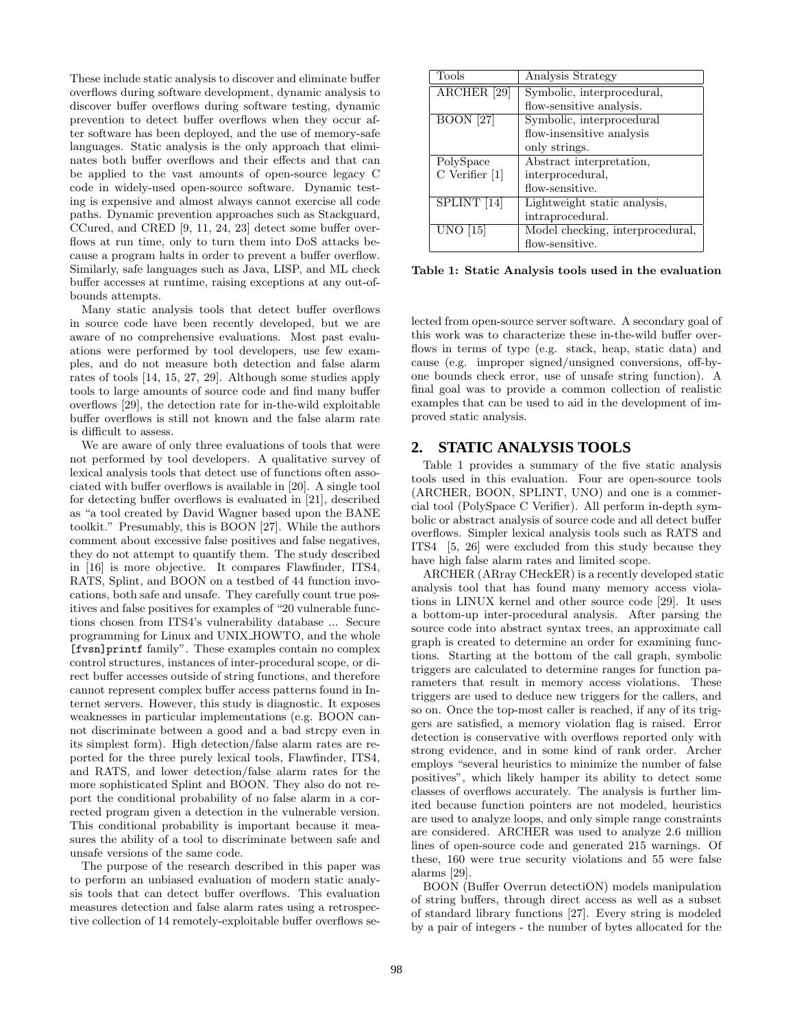These include static analysis to discover and eliminate buffer overflows during software development, dynamic analysis to discover buffer overflows during software testing, dynamic prevention to detect buffer overflows when they occur after software has been deployed, and the use of memory-safe languages. Static analysis is the only approach that eliminates both buffer overflows and their effects and that can be applied to the vast amounts of open-source legacy C code in widely-used open-source software. Dynamic testing is expensive and almost always cannot exercise all code paths. Dynamic prevention approaches such as Stackguard, CCured, and CRED [9, 11, 24, 23] detect some buffer overflows at run time, only to turn them into DoS attacks because a program halts in order to prevent a buffer overflow. Similarly, safe languages such as Java, LISP, and ML check buffer accesses at runtime, raising exceptions at any out-of-bounds attempts.

Many static analysis tools that detect buffer overflows in source code have been recently developed, but we are aware of no comprehensive evaluations. Most past evaluations were performed by tool developers, use few examples, and do not measure both detection and false alarm rates of tools [14, 15, 27, 29]. Although some studies apply tools to large amounts of source code and find many buffer overflows [29], the detection rate for in-the-wild exploitable buffer overflows is still not known and the false alarm rate is difficult to assess.

We are aware of only three evaluations of tools that were not performed by tool developers. A qualitative survey of lexical analysis tools that detect use of functions often associated with buffer overflows is available in [20]. A single tool for detecting buffer overflows is evaluated in [21], described as "a tool created by David Wagner based upon the BANE toolkit." Presumably, this is BOON [27]. While the authors comment about excessive false positives and false negatives, they do not attempt to quantify them. The study described in [16] is more objective. It compares Flawfinder, ITS4, RATS, Splint, and BOON on a testbed of 44 function invocations, both safe and unsafe. They carefully count true positives and false positives for examples of "20 vulnerable functions chosen from ITS4's vulnerability database ... Secure programming for Linux and UNIX_HOWTO, and the whole `[fvsn]printf` family". These examples contain no complex control structures, instances of inter-procedural scope, or direct buffer accesses outside of string functions, and therefore cannot represent complex buffer access patterns found in Internet servers. However, this study is diagnostic. It exposes weaknesses in particular implementations (e.g. BOON cannot discriminate between a good and a bad strcpy even in its simplest form). High detection/false alarm rates are reported for the three purely lexical tools, Flawfinder, ITS4, and RATS, and lower detection/false alarm rates for the more sophisticated Splint and BOON. They also do not report the conditional probability of no false alarm in a corrected program given a detection in the vulnerable version. This conditional probability is important because it measures the ability of a tool to discriminate between safe and unsafe versions of the same code.

The purpose of the research described in this paper was to perform an unbiased evaluation of modern static analysis tools that can detect buffer overflows. This evaluation measures detection and false alarm rates using a retrospective collection of 14 remotely-exploitable buffer overflows selected from open-source server software. A secondary goal of this work was to characterize these in-the-wild buffer overflows in terms of type (e.g. stack, heap, static data) and cause (e.g. improper signed/unsigned conversions, off-by-one bounds check error, use of unsafe string function). A final goal was to provide a common collection of realistic examples that can be used to aid in the development of improved static analysis.

| Tools | Analysis Strategy |
|---|---|
| ARCHER [29] | Symbolic, interprocedural, flow-sensitive analysis. |
| BOON [27] | Symbolic, interprocedural flow-insensitive analysis only strings. |
| PolySpace C Verifier [1] | Abstract interpretation, interprocedural, flow-sensitive. |
| SPLINT [14] | Lightweight static analysis, intraprocedural. |
| UNO [15] | Model checking, interprocedural, flow-sensitive. |

**Table 1: Static Analysis tools used in the evaluation**

## 2. STATIC ANALYSIS TOOLS

Table 1 provides a summary of the five static analysis tools used in this evaluation. Four are open-source tools (ARCHER, BOON, SPLINT, UNO) and one is a commercial tool (PolySpace C Verifier). All perform in-depth symbolic or abstract analysis of source code and all detect buffer overflows. Simpler lexical analysis tools such as RATS and ITS4 [5, 26] were excluded from this study because they have high false alarm rates and limited scope.

ARCHER (ARray CHeckER) is a recently developed static analysis tool that has found many memory access violations in LINUX kernel and other source code [29]. It uses a bottom-up inter-procedural analysis. After parsing the source code into abstract syntax trees, an approximate call graph is created to determine an order for examining functions. Starting at the bottom of the call graph, symbolic triggers are calculated to determine ranges for function parameters that result in memory access violations. These triggers are used to deduce new triggers for the callers, and so on. Once the top-most caller is reached, if any of its triggers are satisfied, a memory violation flag is raised. Error detection is conservative with overflows reported only with strong evidence, and in some kind of rank order. Archer employs "several heuristics to minimize the number of false positives", which likely hamper its ability to detect some classes of overflows accurately. The analysis is further limited because function pointers are not modeled, heuristics are used to analyze loops, and only simple range constraints are considered. ARCHER was used to analyze 2.6 million lines of open-source code and generated 215 warnings. Of these, 160 were true security violations and 55 were false alarms [29].

BOON (Buffer Overrun detectiON) models manipulation of string buffers, through direct access as well as a subset of standard library functions [27]. Every string is modeled by a pair of integers - the number of bytes allocated for the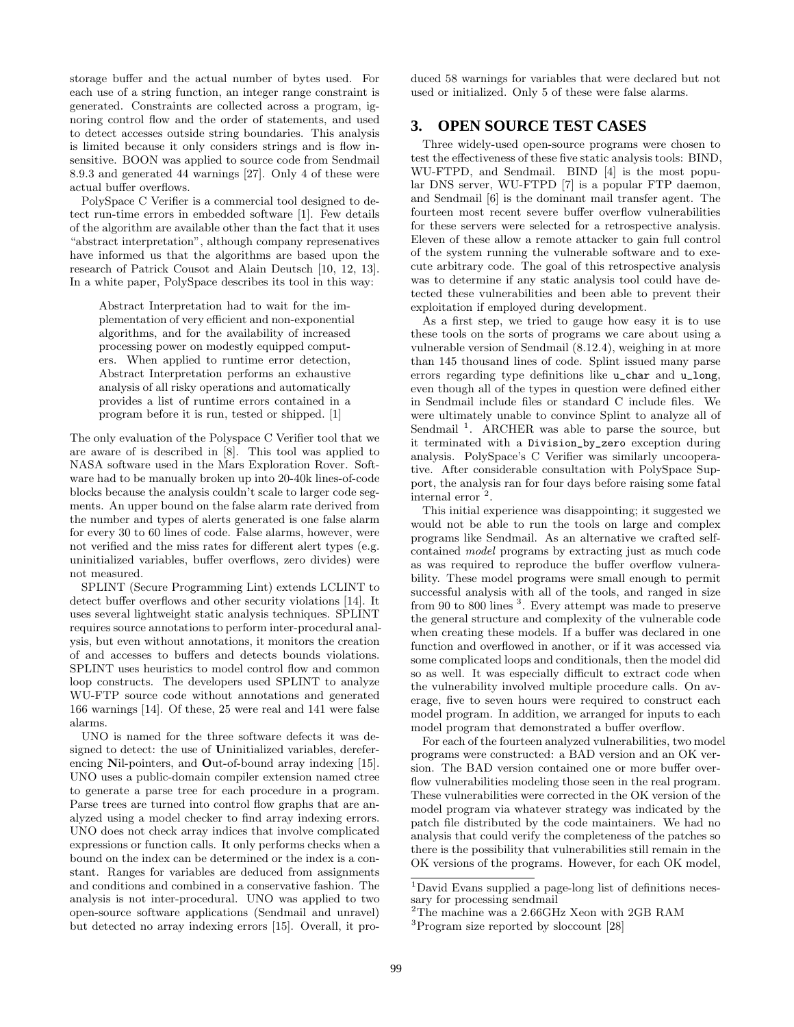storage buffer and the actual number of bytes used. For each use of a string function, an integer range constraint is generated. Constraints are collected across a program, ignoring control flow and the order of statements, and used to detect accesses outside string boundaries. This analysis is limited because it only considers strings and is flow insensitive. BOON was applied to source code from Sendmail 8.9.3 and generated 44 warnings [27]. Only 4 of these were actual buffer overflows.

PolySpace C Verifier is a commercial tool designed to detect run-time errors in embedded software [1]. Few details of the algorithm are available other than the fact that it uses "abstract interpretation", although company represenatives have informed us that the algorithms are based upon the research of Patrick Cousot and Alain Deutsch [10, 12, 13]. In a white paper, PolySpace describes its tool in this way:

> Abstract Interpretation had to wait for the implementation of very efficient and non-exponential algorithms, and for the availability of increased processing power on modestly equipped computers. When applied to runtime error detection, Abstract Interpretation performs an exhaustive analysis of all risky operations and automatically provides a list of runtime errors contained in a program before it is run, tested or shipped. [1]

The only evaluation of the Polyspace C Verifier tool that we are aware of is described in [8]. This tool was applied to NASA software used in the Mars Exploration Rover. Software had to be manually broken up into 20-40k lines-of-code blocks because the analysis couldn't scale to larger code segments. An upper bound on the false alarm rate derived from the number and types of alerts generated is one false alarm for every 30 to 60 lines of code. False alarms, however, were not verified and the miss rates for different alert types (e.g. uninitialized variables, buffer overflows, zero divides) were not measured.

SPLINT (Secure Programming Lint) extends LCLINT to detect buffer overflows and other security violations [14]. It uses several lightweight static analysis techniques. SPLINT requires source annotations to perform inter-procedural analysis, but even without annotations, it monitors the creation of and accesses to buffers and detects bounds violations. SPLINT uses heuristics to model control flow and common loop constructs. The developers used SPLINT to analyze WU-FTP source code without annotations and generated 166 warnings [14]. Of these, 25 were real and 141 were false alarms.

UNO is named for the three software defects it was designed to detect: the use of **U**ninitialized variables, dereferencing **N**il-pointers, and **O**ut-of-bound array indexing [15]. UNO uses a public-domain compiler extension named ctree to generate a parse tree for each procedure in a program. Parse trees are turned into control flow graphs that are analyzed using a model checker to find array indexing errors. UNO does not check array indices that involve complicated expressions or function calls. It only performs checks when a bound on the index can be determined or the index is a constant. Ranges for variables are deduced from assignments and conditions and combined in a conservative fashion. The analysis is not inter-procedural. UNO was applied to two open-source software applications (Sendmail and unravel) but detected no array indexing errors [15]. Overall, it produced 58 warnings for variables that were declared but not used or initialized. Only 5 of these were false alarms.

## 3. OPEN SOURCE TEST CASES

Three widely-used open-source programs were chosen to test the effectiveness of these five static analysis tools: BIND, WU-FTPD, and Sendmail. BIND [4] is the most popular DNS server, WU-FTPD [7] is a popular FTP daemon, and Sendmail [6] is the dominant mail transfer agent. The fourteen most recent severe buffer overflow vulnerabilities for these servers were selected for a retrospective analysis. Eleven of these allow a remote attacker to gain full control of the system running the vulnerable software and to execute arbitrary code. The goal of this retrospective analysis was to determine if any static analysis tool could have detected these vulnerabilities and been able to prevent their exploitation if employed during development.

As a first step, we tried to gauge how easy it is to use these tools on the sorts of programs we care about using a vulnerable version of Sendmail (8.12.4), weighing in at more than 145 thousand lines of code. Splint issued many parse errors regarding type definitions like `u_char` and `u_long`, even though all of the types in question were defined either in Sendmail include files or standard C include files. We were ultimately unable to convince Splint to analyze all of Sendmail [1]. ARCHER was able to parse the source, but it terminated with a `Division_by_zero` exception during analysis. PolySpace's C Verifier was similarly uncooperative. After considerable consultation with PolySpace Support, the analysis ran for four days before raising some fatal internal error [2].

This initial experience was disappointing; it suggested we would not be able to run the tools on large and complex programs like Sendmail. As an alternative we crafted self-contained *model* programs by extracting just as much code as was required to reproduce the buffer overflow vulnerability. These model programs were small enough to permit successful analysis with all of the tools, and ranged in size from 90 to 800 lines [3]. Every attempt was made to preserve the general structure and complexity of the vulnerable code when creating these models. If a buffer was declared in one function and overflowed in another, or if it was accessed via some complicated loops and conditionals, then the model did so as well. It was especially difficult to extract code when the vulnerability involved multiple procedure calls. On average, five to seven hours were required to construct each model program. In addition, we arranged for inputs to each model program that demonstrated a buffer overflow.

For each of the fourteen analyzed vulnerabilities, two model programs were constructed: a BAD version and an OK version. The BAD version contained one or more buffer overflow vulnerabilities modeling those seen in the real program. These vulnerabilities were corrected in the OK version of the model program via whatever strategy was indicated by the patch file distributed by the code maintainers. We had no analysis that could verify the completeness of the patches so there is the possibility that vulnerabilities still remain in the OK versions of the programs. However, for each OK model,

---

[1] David Evans supplied a page-long list of definitions necessary for processing sendmail

[2] The machine was a 2.66GHz Xeon with 2GB RAM

[3] Program size reported by sloccount [28]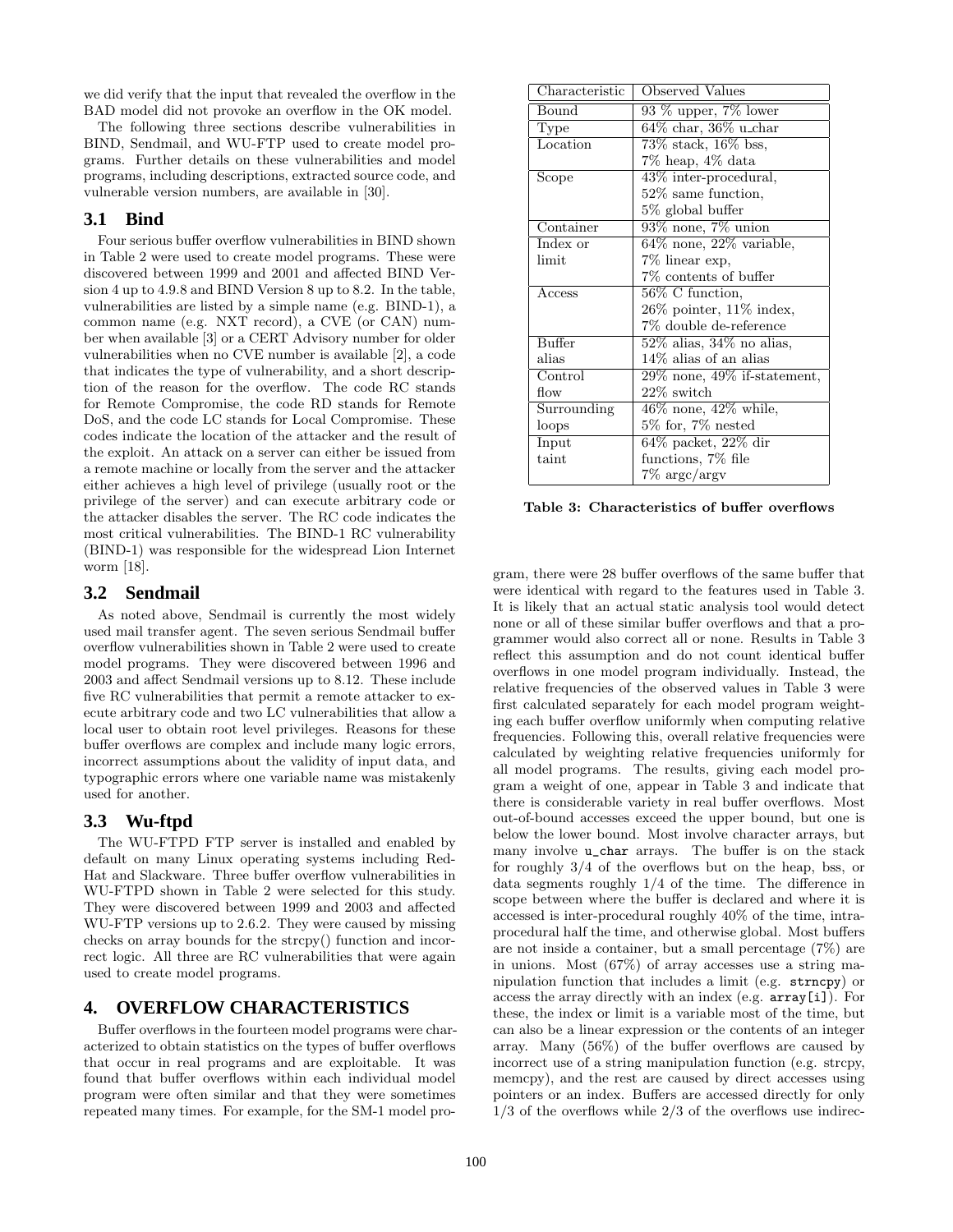we did verify that the input that revealed the overflow in the BAD model did not provoke an overflow in the OK model.

The following three sections describe vulnerabilities in BIND, Sendmail, and WU-FTP used to create model programs. Further details on these vulnerabilities and model programs, including descriptions, extracted source code, and vulnerable version numbers, are available in [30].

### 3.1 Bind

Four serious buffer overflow vulnerabilities in BIND shown in Table 2 were used to create model programs. These were discovered between 1999 and 2001 and affected BIND Version 4 up to 4.9.8 and BIND Version 8 up to 8.2. In the table, vulnerabilities are listed by a simple name (e.g. BIND-1), a common name (e.g. NXT record), a CVE (or CAN) number when available [3] or a CERT Advisory number for older vulnerabilities when no CVE number is available [2], a code that indicates the type of vulnerability, and a short description of the reason for the overflow. The code RC stands for Remote Compromise, the code RD stands for Remote DoS, and the code LC stands for Local Compromise. These codes indicate the location of the attacker and the result of the exploit. An attack on a server can either be issued from a remote machine or locally from the server and the attacker either achieves a high level of privilege (usually root or the privilege of the server) and can execute arbitrary code or the attacker disables the server. The RC code indicates the most critical vulnerabilities. The BIND-1 RC vulnerability (BIND-1) was responsible for the widespread Lion Internet worm [18].

### 3.2 Sendmail

As noted above, Sendmail is currently the most widely used mail transfer agent. The seven serious Sendmail buffer overflow vulnerabilities shown in Table 2 were used to create model programs. They were discovered between 1996 and 2003 and affect Sendmail versions up to 8.12. These include five RC vulnerabilities that permit a remote attacker to execute arbitrary code and two LC vulnerabilities that allow a local user to obtain root level privileges. Reasons for these buffer overflows are complex and include many logic errors, incorrect assumptions about the validity of input data, and typographic errors where one variable name was mistakenly used for another.

### 3.3 Wu-ftpd

The WU-FTPD FTP server is installed and enabled by default on many Linux operating systems including RedHat and Slackware. Three buffer overflow vulnerabilities in WU-FTPD shown in Table 2 were selected for this study. They were discovered between 1999 and 2003 and affected WU-FTP versions up to 2.6.2. They were caused by missing checks on array bounds for the strcpy() function and incorrect logic. All three are RC vulnerabilities that were again used to create model programs.

## 4. OVERFLOW CHARACTERISTICS

Buffer overflows in the fourteen model programs were characterized to obtain statistics on the types of buffer overflows that occur in real programs and are exploitable. It was found that buffer overflows within each individual model program were often similar and that they were sometimes repeated many times. For example, for the SM-1 model program, there were 28 buffer overflows of the same buffer that were identical with regard to the features used in Table 3. It is likely that an actual static analysis tool would detect none or all of these similar buffer overflows and that a programmer would also correct all or none. Results in Table 3 reflect this assumption and do not count identical buffer overflows in one model program individually. Instead, the relative frequencies of the observed values in Table 3 were first calculated separately for each model program weighting each buffer overflow uniformly when computing relative frequencies. Following this, overall relative frequencies were calculated by weighting relative frequencies uniformly for all model programs. The results, giving each model program a weight of one, appear in Table 3 and indicate that there is considerable variety in real buffer overflows. Most out-of-bound accesses exceed the upper bound, but one is below the lower bound. Most involve character arrays, but many involve `u_char` arrays. The buffer is on the stack for roughly 3/4 of the overflows but on the heap, bss, or data segments roughly 1/4 of the time. The difference in scope between where the buffer is declared and where it is accessed is inter-procedural roughly 40% of the time, intra-procedural half the time, and otherwise global. Most buffers are not inside a container, but a small percentage (7%) are in unions. Most (67%) of array accesses use a string manipulation function that includes a limit (e.g. `strncpy`) or access the array directly with an index (e.g. `array[i]`). For these, the index or limit is a variable most of the time, but can also be a linear expression or the contents of an integer array. Many (56%) of the buffer overflows are caused by incorrect use of a string manipulation function (e.g. strcpy, memcpy), and the rest are caused by direct accesses using pointers or an index. Buffers are accessed directly for only 1/3 of the overflows while 2/3 of the overflows use indirec-

| Characteristic | Observed Values |
|---|---|
| Bound | 93 % upper, 7% lower |
| Type | 64% char, 36% u_char |
| Location | 73% stack, 16% bss, 7% heap, 4% data |
| Scope | 43% inter-procedural, 52% same function, 5% global buffer |
| Container | 93% none, 7% union |
| Index or limit | 64% none, 22% variable, 7% linear exp, 7% contents of buffer |
| Access | 56% C function, 26% pointer, 11% index, 7% double de-reference |
| Buffer alias | 52% alias, 34% no alias, 14% alias of an alias |
| Control flow | 29% none, 49% if-statement, 22% switch |
| Surrounding loops | 46% none, 42% while, 5% for, 7% nested |
| Input taint | 64% packet, 22% dir functions, 7% file 7% argc/argv |

**Table 3: Characteristics of buffer overflows**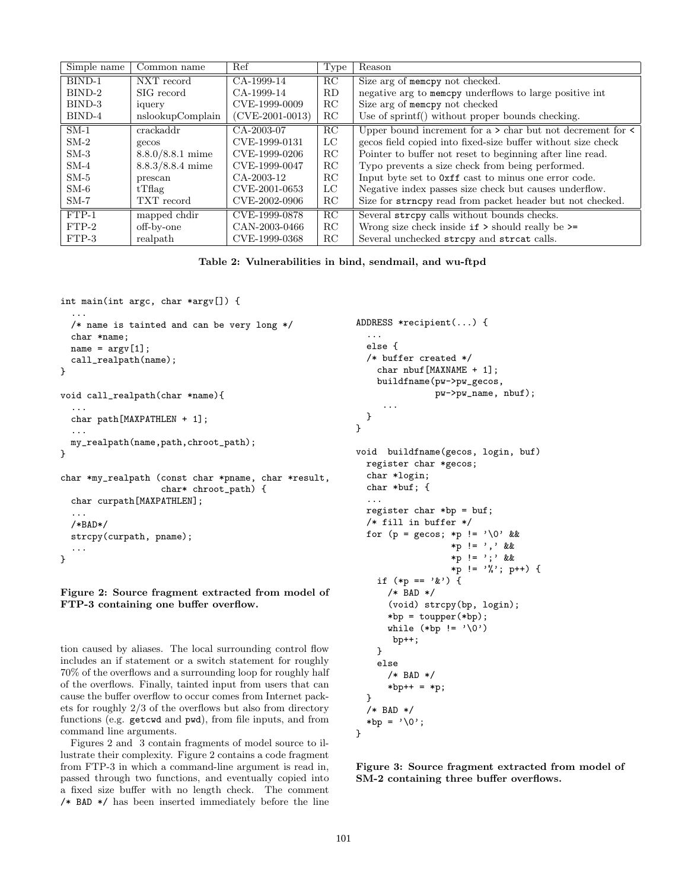| Simple name | Common name | Ref | Type | Reason |
|---|---|---|---|---|
| BIND-1 | NXT record | CA-1999-14 | RC | Size arg of `memcpy` not checked. |
| BIND-2 | SIG record | CA-1999-14 | RD | negative arg to `memcpy` underflows to large positive int |
| BIND-3 | iquery | CVE-1999-0009 | RC | Size arg of `memcpy` not checked |
| BIND-4 | nslookupComplain | (CVE-2001-0013) | RC | Use of sprintf() without proper bounds checking. |
| SM-1 | crackaddr | CA-2003-07 | RC | Upper bound increment for a `>` char but not decrement for `<` |
| SM-2 | gecos | CVE-1999-0131 | LC | gecos field copied into fixed-size buffer without size check |
| SM-3 | 8.8.0/8.8.1 mime | CVE-1999-0206 | RC | Pointer to buffer not reset to beginning after line read. |
| SM-4 | 8.8.3/8.8.4 mime | CVE-1999-0047 | RC | Typo prevents a size check from being performed. |
| SM-5 | prescan | CA-2003-12 | RC | Input byte set to `0xff` cast to minus one error code. |
| SM-6 | tTflag | CVE-2001-0653 | LC | Negative index passes size check but causes underflow. |
| SM-7 | TXT record | CVE-2002-0906 | RC | Size for `strncpy` read from packet header but not checked. |
| FTP-1 | mapped chdir | CVE-1999-0878 | RC | Several `strcpy` calls without bounds checks. |
| FTP-2 | off-by-one | CAN-2003-0466 | RC | Wrong size check inside `if >` should really be `>=` |
| FTP-3 | realpath | CVE-1999-0368 | RC | Several unchecked `strcpy` and `strcat` calls. |

**Table 2: Vulnerabilities in bind, sendmail, and wu-ftpd**

```
int main(int argc, char *argv[]) {
  ...
  /* name is tainted and can be very long */
  char *name;
  name = argv[1];
  call_realpath(name);
}

void call_realpath(char *name){
  ...
  char path[MAXPATHLEN + 1];
  ...
  my_realpath(name,path,chroot_path);
}

char *my_realpath (const char *pname, char *result,
                   char* chroot_path) {
  char curpath[MAXPATHLEN];
  ...
  /*BAD*/
  strcpy(curpath, pname);
  ...
}
```

**Figure 2: Source fragment extracted from model of FTP-3 containing one buffer overflow.**

tion caused by aliases. The local surrounding control flow includes an if statement or a switch statement for roughly 70% of the overflows and a surrounding loop for roughly half of the overflows. Finally, tainted input from users that can cause the buffer overflow to occur comes from Internet packets for roughly 2/3 of the overflows but also from directory functions (e.g. `getcwd` and `pwd`), from file inputs, and from command line arguments.

Figures 2 and 3 contain fragments of model source to illustrate their complexity. Figure 2 contains a code fragment from FTP-3 in which a command-line argument is read in, passed through two functions, and eventually copied into a fixed size buffer with no length check. The comment `/* BAD */` has been inserted immediately before the line

```
ADDRESS *recipient(...) {
  ...
  else {
  /* buffer created */
    char nbuf[MAXNAME + 1];
    buildfname(pw->pw_gecos,
               pw->pw_name, nbuf);
      ...
  }
}

void  buildfname(gecos, login, buf)
  register char *gecos;
  char *login;
  char *buf; {
  ...
  register char *bp = buf;
  /* fill in buffer */
  for (p = gecos; *p != '\0' &&
                  *p != ',' &&
                  *p != ';' &&
                  *p != '%'; p++) {
    if (*p == '&') {
      /* BAD */
      (void) strcpy(bp, login);
      *bp = toupper(*bp);
      while (*bp != '\0')
       bp++;
    }
    else
      /* BAD */
      *bp++ = *p;
  }
  /* BAD */
  *bp = '\0';
}
```

**Figure 3: Source fragment extracted from model of SM-2 containing three buffer overflows.**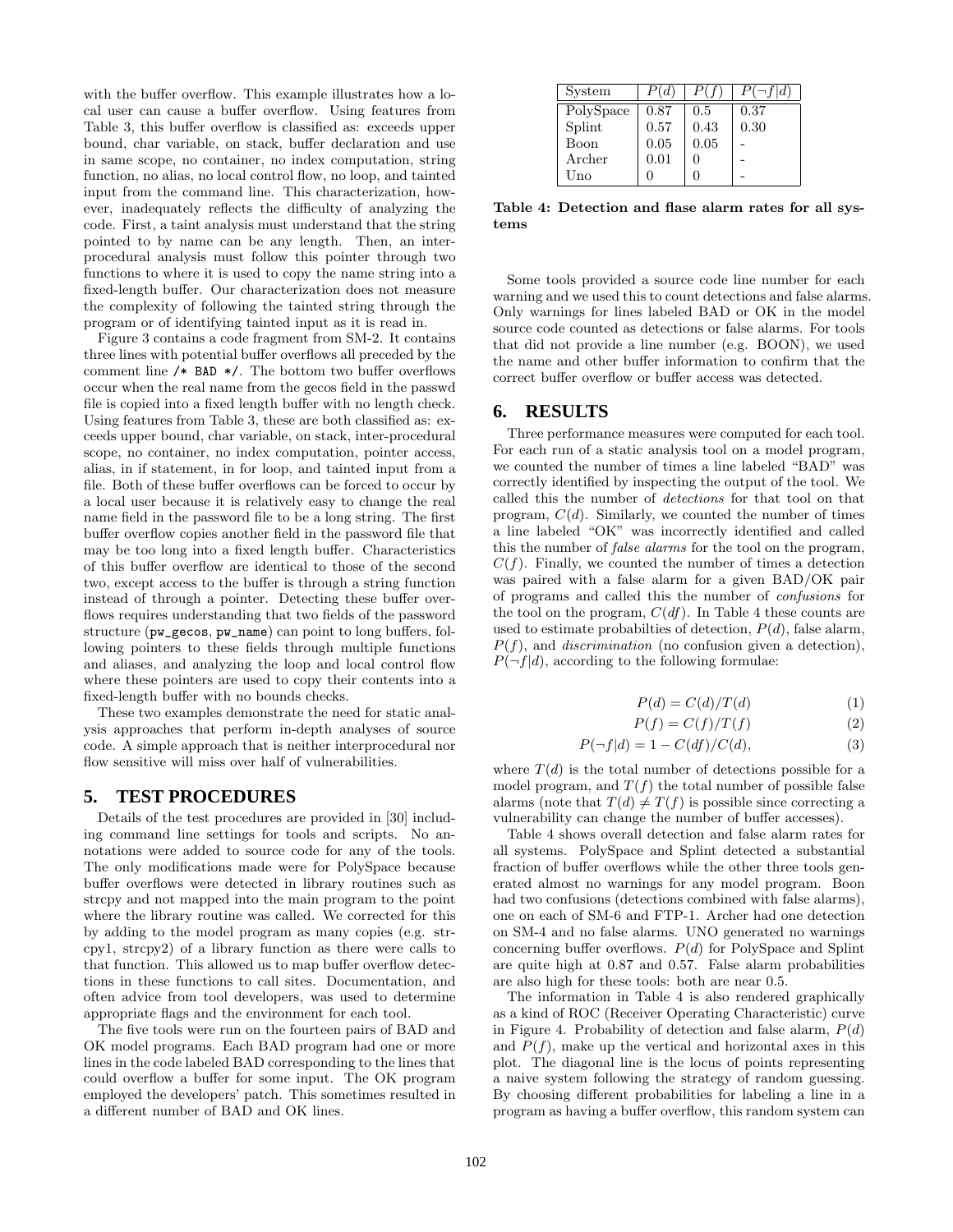with the buffer overflow. This example illustrates how a local user can cause a buffer overflow. Using features from Table 3, this buffer overflow is classified as: exceeds upper bound, char variable, on stack, buffer declaration and use in same scope, no container, no index computation, string function, no alias, no local control flow, no loop, and tainted input from the command line. This characterization, however, inadequately reflects the difficulty of analyzing the code. First, a taint analysis must understand that the string pointed to by name can be any length. Then, an interprocedural analysis must follow this pointer through two functions to where it is used to copy the name string into a fixed-length buffer. Our characterization does not measure the complexity of following the tainted string through the program or of identifying tainted input as it is read in.

Figure 3 contains a code fragment from SM-2. It contains three lines with potential buffer overflows all preceded by the comment line `/* BAD */`. The bottom two buffer overflows occur when the real name from the gecos field in the passwd file is copied into a fixed length buffer with no length check. Using features from Table 3, these are both classified as: exceeds upper bound, char variable, on stack, inter-procedural scope, no container, no index computation, pointer access, alias, in if statement, in for loop, and tainted input from a file. Both of these buffer overflows can be forced to occur by a local user because it is relatively easy to change the real name field in the password file to be a long string. The first buffer overflow copies another field in the password file that may be too long into a fixed length buffer. Characteristics of this buffer overflow are identical to those of the second two, except access to the buffer is through a string function instead of through a pointer. Detecting these buffer overflows requires understanding that two fields of the password structure (`pw_gecos`, `pw_name`) can point to long buffers, following pointers to these fields through multiple functions and aliases, and analyzing the loop and local control flow where these pointers are used to copy their contents into a fixed-length buffer with no bounds checks.

These two examples demonstrate the need for static analysis approaches that perform in-depth analyses of source code. A simple approach that is neither interprocedural nor flow sensitive will miss over half of vulnerabilities.

## 5. TEST PROCEDURES

Details of the test procedures are provided in [30] including command line settings for tools and scripts. No annotations were added to source code for any of the tools. The only modifications made were for PolySpace because buffer overflows were detected in library routines such as strcpy and not mapped into the main program to the point where the library routine was called. We corrected for this by adding to the model program as many copies (e.g. strcpy1, strcpy2) of a library function as there were calls to that function. This allowed us to map buffer overflow detections in these functions to call sites. Documentation, and often advice from tool developers, was used to determine appropriate flags and the environment for each tool.

The five tools were run on the fourteen pairs of BAD and OK model programs. Each BAD program had one or more lines in the code labeled BAD corresponding to the lines that could overflow a buffer for some input. The OK program employed the developers' patch. This sometimes resulted in a different number of BAD and OK lines.

| System | $P(d)$ | $P(f)$ | $P(\neg f\|d)$ |
|---|---|---|---|
| PolySpace | 0.87 | 0.5 | 0.37 |
| Splint | 0.57 | 0.43 | 0.30 |
| Boon | 0.05 | 0.05 | - |
| Archer | 0.01 | 0 | - |
| Uno | 0 | 0 | - |

**Table 4: Detection and flase alarm rates for all systems**

Some tools provided a source code line number for each warning and we used this to count detections and false alarms. Only warnings for lines labeled BAD or OK in the model source code counted as detections or false alarms. For tools that did not provide a line number (e.g. BOON), we used the name and other buffer information to confirm that the correct buffer overflow or buffer access was detected.

## 6. RESULTS

Three performance measures were computed for each tool. For each run of a static analysis tool on a model program, we counted the number of times a line labeled "BAD" was correctly identified by inspecting the output of the tool. We called this the number of *detections* for that tool on that program, $C(d)$. Similarly, we counted the number of times a line labeled "OK" was incorrectly identified and called this the number of *false alarms* for the tool on the program, $C(f)$. Finally, we counted the number of times a detection was paired with a false alarm for a given BAD/OK pair of programs and called this the number of *confusions* for the tool on the program, $C(df)$. In Table 4 these counts are used to estimate probabilties of detection, $P(d)$, false alarm, $P(f)$, and *discrimination* (no confusion given a detection), $P(\neg f|d)$, according to the following formulae:

$$P(d) = C(d)/T(d) \tag{1}$$

$$P(f) = C(f)/T(f) \tag{2}$$

$$P(\neg f|d) = 1 - C(df)/C(d), \tag{3}$$

where $T(d)$ is the total number of detections possible for a model program, and $T(f)$ the total number of possible false alarms (note that $T(d) \neq T(f)$ is possible since correcting a vulnerability can change the number of buffer accesses).

Table 4 shows overall detection and false alarm rates for all systems. PolySpace and Splint detected a substantial fraction of buffer overflows while the other three tools generated almost no warnings for any model program. Boon had two confusions (detections combined with false alarms), one on each of SM-6 and FTP-1. Archer had one detection on SM-4 and no false alarms. UNO generated no warnings concerning buffer overflows. $P(d)$ for PolySpace and Splint are quite high at 0.87 and 0.57. False alarm probabilities are also high for these tools: both are near 0.5.

The information in Table 4 is also rendered graphically as a kind of ROC (Receiver Operating Characteristic) curve in Figure 4. Probability of detection and false alarm, $P(d)$ and $P(f)$, make up the vertical and horizontal axes in this plot. The diagonal line is the locus of points representing a naive system following the strategy of random guessing. By choosing different probabilities for labeling a line in a program as having a buffer overflow, this random system can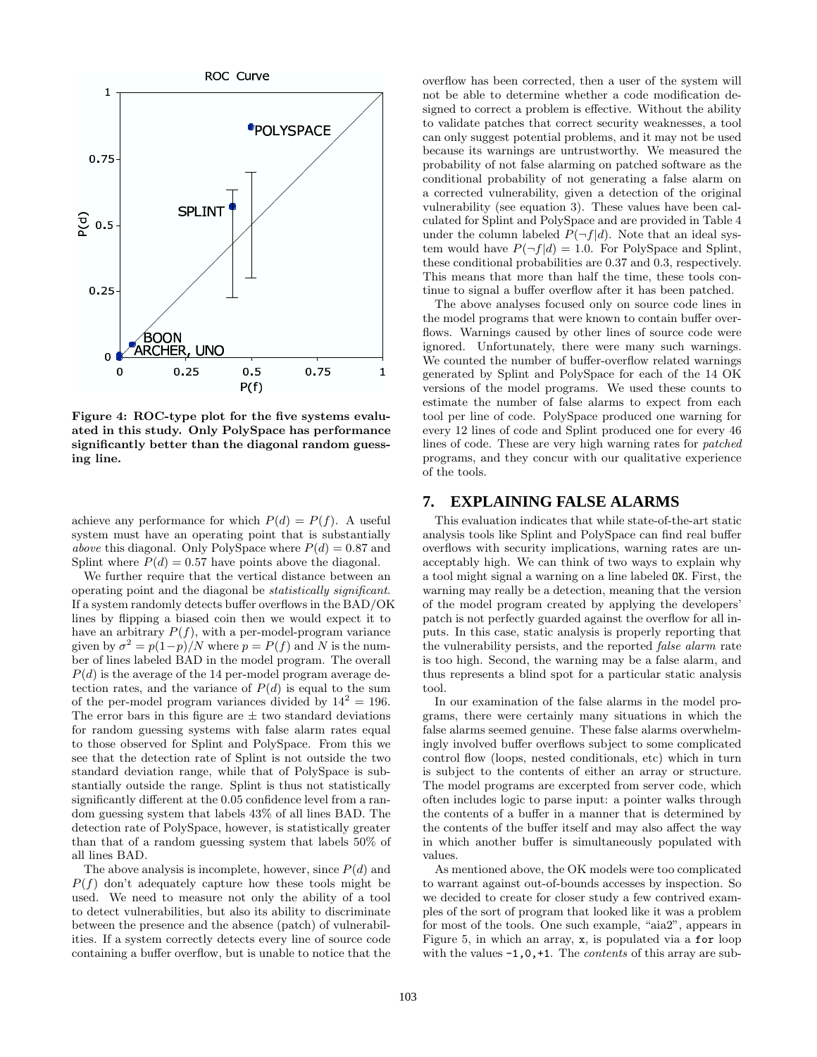Figure 4: ROC-type plot for the five systems evaluated in this study. Only PolySpace has performance significantly better than the diagonal random guessing line.

achieve any performance for which $P(d) = P(f)$. A useful system must have an operating point that is substantially *above* this diagonal. Only PolySpace where $P(d) = 0.87$ and Splint where $P(d) = 0.57$ have points above the diagonal.

We further require that the vertical distance between an operating point and the diagonal be *statistically significant*. If a system randomly detects buffer overflows in the BAD/OK lines by flipping a biased coin then we would expect it to have an arbitrary $P(f)$, with a per-model-program variance given by $\sigma^2 = p(1-p)/N$ where $p = P(f)$ and $N$ is the number of lines labeled BAD in the model program. The overall $P(d)$ is the average of the 14 per-model program average detection rates, and the variance of $P(d)$ is equal to the sum of the per-model program variances divided by $14^2 = 196$. The error bars in this figure are $\pm$ two standard deviations for random guessing systems with false alarm rates equal to those observed for Splint and PolySpace. From this we see that the detection rate of Splint is not outside the two standard deviation range, while that of PolySpace is substantially outside the range. Splint is thus not statistically significantly different at the 0.05 confidence level from a random guessing system that labels 43% of all lines BAD. The detection rate of PolySpace, however, is statistically greater than that of a random guessing system that labels 50% of all lines BAD.

The above analysis is incomplete, however, since $P(d)$ and $P(f)$ don't adequately capture how these tools might be used. We need to measure not only the ability of a tool to detect vulnerabilities, but also its ability to discriminate between the presence and the absence (patch) of vulnerabilities. If a system correctly detects every line of source code containing a buffer overflow, but is unable to notice that the overflow has been corrected, then a user of the system will not be able to determine whether a code modification designed to correct a problem is effective. Without the ability to validate patches that correct security weaknesses, a tool can only suggest potential problems, and it may not be used because its warnings are untrustworthy. We measured the probability of not false alarming on patched software as the conditional probability of not generating a false alarm on a corrected vulnerability, given a detection of the original vulnerability (see equation 3). These values have been calculated for Splint and PolySpace and are provided in Table 4 under the column labeled $P(\neg f|d)$. Note that an ideal system would have $P(\neg f|d) = 1.0$. For PolySpace and Splint, these conditional probabilities are 0.37 and 0.3, respectively. This means that more than half the time, these tools continue to signal a buffer overflow after it has been patched.

The above analyses focused only on source code lines in the model programs that were known to contain buffer overflows. Warnings caused by other lines of source code were ignored. Unfortunately, there were many such warnings. We counted the number of buffer-overflow related warnings generated by Splint and PolySpace for each of the 14 OK versions of the model programs. We used these counts to estimate the number of false alarms to expect from each tool per line of code. PolySpace produced one warning for every 12 lines of code and Splint produced one for every 46 lines of code. These are very high warning rates for *patched* programs, and they concur with our qualitative experience of the tools.

## 7. EXPLAINING FALSE ALARMS

This evaluation indicates that while state-of-the-art static analysis tools like Splint and PolySpace can find real buffer overflows with security implications, warning rates are unacceptably high. We can think of two ways to explain why a tool might signal a warning on a line labeled `OK`. First, the warning may really be a detection, meaning that the version of the model program created by applying the developers' patch is not perfectly guarded against the overflow for all inputs. In this case, static analysis is properly reporting that the vulnerability persists, and the reported *false alarm* rate is too high. Second, the warning may be a false alarm, and thus represents a blind spot for a particular static analysis tool.

In our examination of the false alarms in the model programs, there were certainly many situations in which the false alarms seemed genuine. These false alarms overwhelmingly involved buffer overflows subject to some complicated control flow (loops, nested conditionals, etc) which in turn is subject to the contents of either an array or structure. The model programs are excerpted from server code, which often includes logic to parse input: a pointer walks through the contents of a buffer in a manner that is determined by the contents of the buffer itself and may also affect the way in which another buffer is simultaneously populated with values.

As mentioned above, the OK models were too complicated to warrant against out-of-bounds accesses by inspection. So we decided to create for closer study a few contrived examples of the sort of program that looked like it was a problem for most of the tools. One such example, "aia2", appears in Figure 5, in which an array, `x`, is populated via a `for` loop with the values `-1,0,+1`. The *contents* of this array are sub-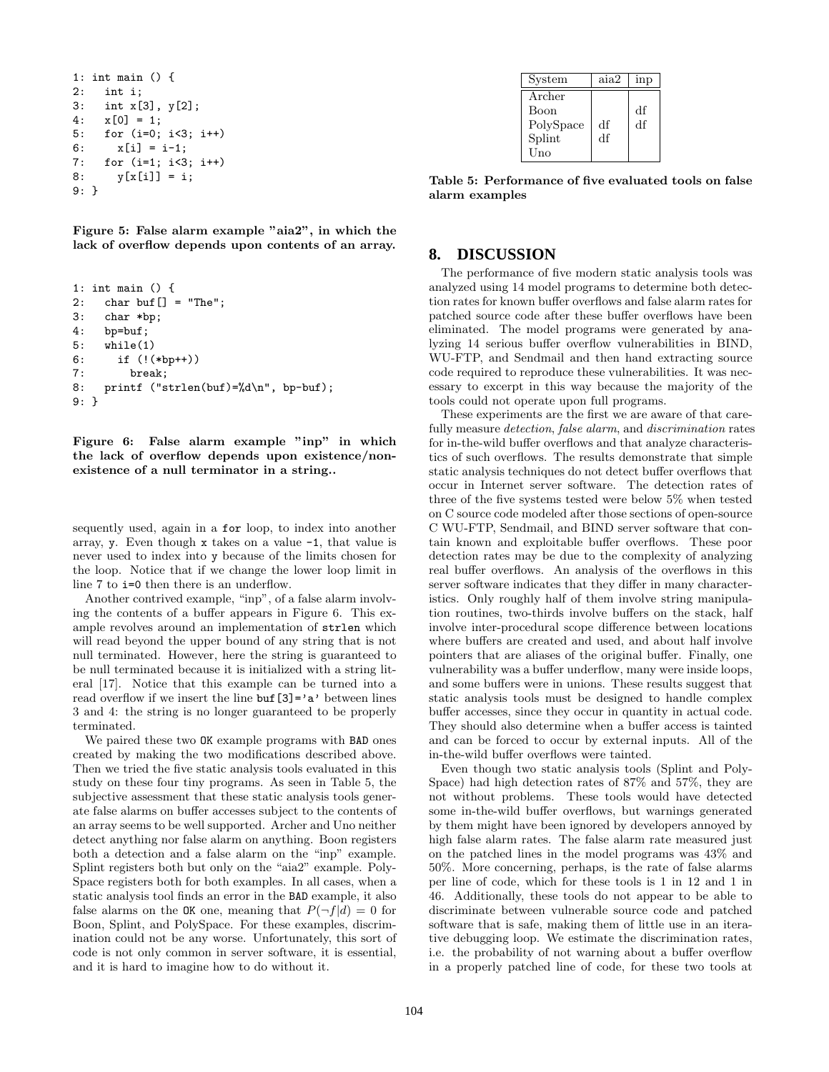```
1: int main () {
2:   int i;
3:   int x[3], y[2];
4:   x[0] = 1;
5:   for (i=0; i<3; i++)
6:     x[i] = i-1;
7:   for (i=1; i<3; i++)
8:     y[x[i]] = i;
9: }
```

**Figure 5: False alarm example "aia2", in which the lack of overflow depends upon contents of an array.**

```
1: int main () {
2:   char buf[] = "The";
3:   char *bp;
4:   bp=buf;
5:   while(1)
6:     if (!(*bp++))
7:       break;
8:   printf ("strlen(buf)=%d\n", bp-buf);
9: }
```

**Figure 6: False alarm example "inp" in which the lack of overflow depends upon existence/non-existence of a null terminator in a string..**

sequently used, again in a `for` loop, to index into another array, `y`. Even though `x` takes on a value `-1`, that value is never used to index into `y` because of the limits chosen for the loop. Notice that if we change the lower loop limit in line 7 to `i=0` then there is an underflow.

Another contrived example, "inp", of a false alarm involving the contents of a buffer appears in Figure 6. This example revolves around an implementation of `strlen` which will read beyond the upper bound of any string that is not null terminated. However, here the string is guaranteed to be null terminated because it is initialized with a string literal [17]. Notice that this example can be turned into a read overflow if we insert the line `buf[3]='a'` between lines 3 and 4: the string is no longer guaranteed to be properly terminated.

We paired these two `OK` example programs with `BAD` ones created by making the two modifications described above. Then we tried the five static analysis tools evaluated in this study on these four tiny programs. As seen in Table 5, the subjective assessment that these static analysis tools generate false alarms on buffer accesses subject to the contents of an array seems to be well supported. Archer and Uno neither detect anything nor false alarm on anything. Boon registers both a detection and a false alarm on the "inp" example. Splint registers both but only on the "aia2" example. PolySpace registers both for both examples. In all cases, when a static analysis tool finds an error in the `BAD` example, it also false alarms on the `OK` one, meaning that $P(\neg f|d) = 0$ for Boon, Splint, and PolySpace. For these examples, discrimination could not be any worse. Unfortunately, this sort of code is not only common in server software, it is essential, and it is hard to imagine how to do without it.

| System | aia2 | inp |
|---|---|---|
| Archer | | |
| Boon | | df |
| PolySpace | df | df |
| Splint | df | |
| Uno | | |

**Table 5: Performance of five evaluated tools on false alarm examples**

## 8. DISCUSSION

The performance of five modern static analysis tools was analyzed using 14 model programs to determine both detection rates for known buffer overflows and false alarm rates for patched source code after these buffer overflows have been eliminated. The model programs were generated by analyzing 14 serious buffer overflow vulnerabilities in BIND, WU-FTP, and Sendmail and then hand extracting source code required to reproduce these vulnerabilities. It was necessary to excerpt in this way because the majority of the tools could not operate upon full programs.

These experiments are the first we are aware of that carefully measure *detection*, *false alarm*, and *discrimination* rates for in-the-wild buffer overflows and that analyze characteristics of such overflows. The results demonstrate that simple static analysis techniques do not detect buffer overflows that occur in Internet server software. The detection rates of three of the five systems tested were below 5% when tested on C source code modeled after those sections of open-source C WU-FTP, Sendmail, and BIND server software that contain known and exploitable buffer overflows. These poor detection rates may be due to the complexity of analyzing real buffer overflows. An analysis of the overflows in this server software indicates that they differ in many characteristics. Only roughly half of them involve string manipulation routines, two-thirds involve buffers on the stack, half involve inter-procedural scope difference between locations where buffers are created and used, and about half involve pointers that are aliases of the original buffer. Finally, one vulnerability was a buffer underflow, many were inside loops, and some buffers were in unions. These results suggest that static analysis tools must be designed to handle complex buffer accesses, since they occur in quantity in actual code. They should also determine when a buffer access is tainted and can be forced to occur by external inputs. All of the in-the-wild buffer overflows were tainted.

Even though two static analysis tools (Splint and PolySpace) had high detection rates of 87% and 57%, they are not without problems. These tools would have detected some in-the-wild buffer overflows, but warnings generated by them might have been ignored by developers annoyed by high false alarm rates. The false alarm rate measured just on the patched lines in the model programs was 43% and 50%. More concerning, perhaps, is the rate of false alarms per line of code, which for these tools is 1 in 12 and 1 in 46. Additionally, these tools do not appear to be able to discriminate between vulnerable source code and patched software that is safe, making them of little use in an iterative debugging loop. We estimate the discrimination rates, i.e. the probability of not warning about a buffer overflow in a properly patched line of code, for these two tools at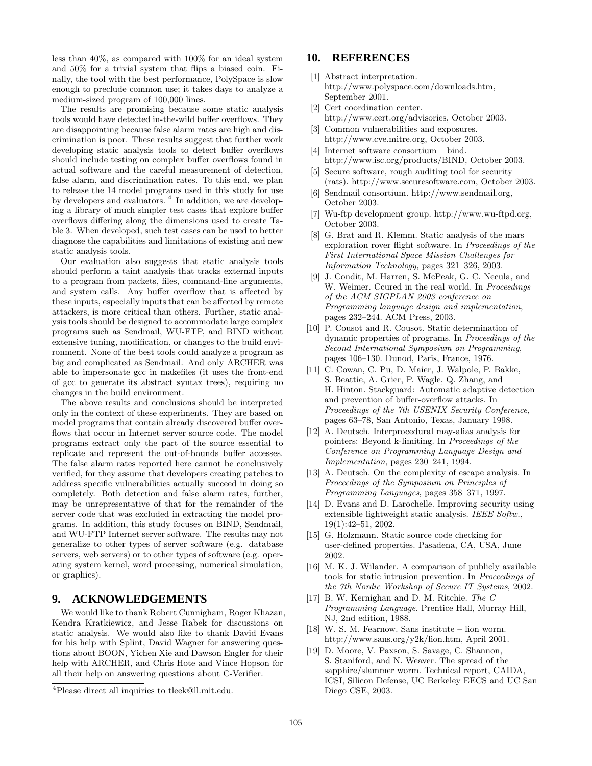less than 40%, as compared with 100% for an ideal system and 50% for a trivial system that flips a biased coin. Finally, the tool with the best performance, PolySpace is slow enough to preclude common use; it takes days to analyze a medium-sized program of 100,000 lines.

The results are promising because some static analysis tools would have detected in-the-wild buffer overflows. They are disappointing because false alarm rates are high and discrimination is poor. These results suggest that further work developing static analysis tools to detect buffer overflows should include testing on complex buffer overflows found in actual software and the careful measurement of detection, false alarm, and discrimination rates. To this end, we plan to release the 14 model programs used in this study for use by developers and evaluators. [4] In addition, we are developing a library of much simpler test cases that explore buffer overflows differing along the dimensions used to create Table 3. When developed, such test cases can be used to better diagnose the capabilities and limitations of existing and new static analysis tools.

Our evaluation also suggests that static analysis tools should perform a taint analysis that tracks external inputs to a program from packets, files, command-line arguments, and system calls. Any buffer overflow that is affected by these inputs, especially inputs that can be affected by remote attackers, is more critical than others. Further, static analysis tools should be designed to accommodate large complex programs such as Sendmail, WU-FTP, and BIND without extensive tuning, modification, or changes to the build environment. None of the best tools could analyze a program as big and complicated as Sendmail. And only ARCHER was able to impersonate gcc in makefiles (it uses the front-end of gcc to generate its abstract syntax trees), requiring no changes in the build environment.

The above results and conclusions should be interpreted only in the context of these experiments. They are based on model programs that contain already discovered buffer overflows that occur in Internet server source code. The model programs extract only the part of the source essential to replicate and represent the out-of-bounds buffer accesses. The false alarm rates reported here cannot be conclusively verified, for they assume that developers creating patches to address specific vulnerabilities actually succeed in doing so completely. Both detection and false alarm rates, further, may be unrepresentative of that for the remainder of the server code that was excluded in extracting the model programs. In addition, this study focuses on BIND, Sendmail, and WU-FTP Internet server software. The results may not generalize to other types of server software (e.g. database servers, web servers) or to other types of software (e.g. operating system kernel, word processing, numerical simulation, or graphics).

# 9. ACKNOWLEDGEMENTS

We would like to thank Robert Cunnigham, Roger Khazan, Kendra Kratkiewicz, and Jesse Rabek for discussions on static analysis. We would also like to thank David Evans for his help with Splint, David Wagner for answering questions about BOON, Yichen Xie and Dawson Engler for their help with ARCHER, and Chris Hote and Vince Hopson for all their help on answering questions about C-Verifier.

[4] Please direct all inquiries to tleek@ll.mit.edu.

# 10. REFERENCES

[1] Abstract interpretation. http://www.polyspace.com/downloads.htm, September 2001.

[2] Cert coordination center. http://www.cert.org/advisories, October 2003.

[3] Common vulnerabilities and exposures. http://www.cve.mitre.org, October 2003.

[4] Internet software consortium – bind. http://www.isc.org/products/BIND, October 2003.

[5] Secure software, rough auditing tool for security (rats). http://www.securesoftware.com, October 2003.

[6] Sendmail consortium. http://www.sendmail.org, October 2003.

[7] Wu-ftp development group. http://www.wu-ftpd.org, October 2003.

[8] G. Brat and R. Klemm. Static analysis of the mars exploration rover flight software. In *Proceedings of the First International Space Mission Challenges for Information Technology*, pages 321–326, 2003.

[9] J. Condit, M. Harren, S. McPeak, G. C. Necula, and W. Weimer. Ccured in the real world. In *Proceedings of the ACM SIGPLAN 2003 conference on Programming language design and implementation*, pages 232–244. ACM Press, 2003.

[10] P. Cousot and R. Cousot. Static determination of dynamic properties of programs. In *Proceedings of the Second International Symposium on Programming*, pages 106–130. Dunod, Paris, France, 1976.

[11] C. Cowan, C. Pu, D. Maier, J. Walpole, P. Bakke, S. Beattie, A. Grier, P. Wagle, Q. Zhang, and H. Hinton. Stackguard: Automatic adaptive detection and prevention of buffer-overflow attacks. In *Proceedings of the 7th USENIX Security Conference*, pages 63–78, San Antonio, Texas, January 1998.

[12] A. Deutsch. Interprocedural may-alias analysis for pointers: Beyond k-limiting. In *Proceedings of the Conference on Programming Language Design and Implementation*, pages 230–241, 1994.

[13] A. Deutsch. On the complexity of escape analysis. In *Proceedings of the Symposium on Principles of Programming Languages*, pages 358–371, 1997.

[14] D. Evans and D. Larochelle. Improving security using extensible lightweight static analysis. *IEEE Softw.*, 19(1):42–51, 2002.

[15] G. Holzmann. Static source code checking for user-defined properties. Pasadena, CA, USA, June 2002.

[16] M. K. J. Wilander. A comparison of publicly available tools for static intrusion prevention. In *Proceedings of the 7th Nordic Workshop of Secure IT Systems*, 2002.

[17] B. W. Kernighan and D. M. Ritchie. *The C Programming Language*. Prentice Hall, Murray Hill, NJ, 2nd edition, 1988.

[18] W. S. M. Fearnow. Sans institute – lion worm. http://www.sans.org/y2k/lion.htm, April 2001.

[19] D. Moore, V. Paxson, S. Savage, C. Shannon, S. Staniford, and N. Weaver. The spread of the sapphire/slammer worm. Technical report, CAIDA, ICSI, Silicon Defense, UC Berkeley EECS and UC San Diego CSE, 2003.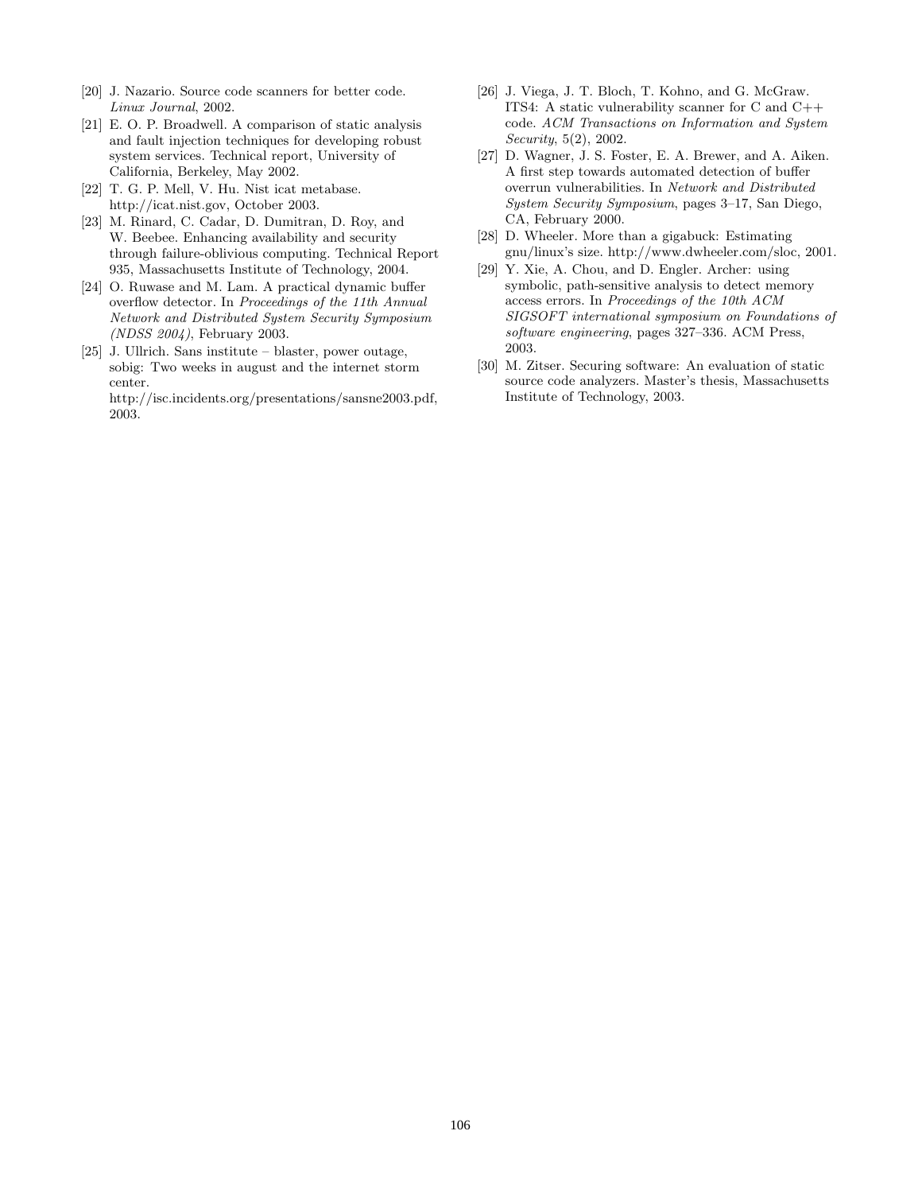[20] J. Nazario. Source code scanners for better code. *Linux Journal*, 2002.

[21] E. O. P. Broadwell. A comparison of static analysis and fault injection techniques for developing robust system services. Technical report, University of California, Berkeley, May 2002.

[22] T. G. P. Mell, V. Hu. Nist icat metabase. http://icat.nist.gov, October 2003.

[23] M. Rinard, C. Cadar, D. Dumitran, D. Roy, and W. Beebee. Enhancing availability and security through failure-oblivious computing. Technical Report 935, Massachusetts Institute of Technology, 2004.

[24] O. Ruwase and M. Lam. A practical dynamic buffer overflow detector. In *Proceedings of the 11th Annual Network and Distributed System Security Symposium (NDSS 2004)*, February 2003.

[25] J. Ullrich. Sans institute – blaster, power outage, sobig: Two weeks in august and the internet storm center. http://isc.incidents.org/presentations/sansne2003.pdf, 2003.

[26] J. Viega, J. T. Bloch, T. Kohno, and G. McGraw. ITS4: A static vulnerability scanner for C and C++ code. *ACM Transactions on Information and System Security*, 5(2), 2002.

[27] D. Wagner, J. S. Foster, E. A. Brewer, and A. Aiken. A first step towards automated detection of buffer overrun vulnerabilities. In *Network and Distributed System Security Symposium*, pages 3–17, San Diego, CA, February 2000.

[28] D. Wheeler. More than a gigabuck: Estimating gnu/linux's size. http://www.dwheeler.com/sloc, 2001.

[29] Y. Xie, A. Chou, and D. Engler. Archer: using symbolic, path-sensitive analysis to detect memory access errors. In *Proceedings of the 10th ACM SIGSOFT international symposium on Foundations of software engineering*, pages 327–336. ACM Press, 2003.

[30] M. Zitser. Securing software: An evaluation of static source code analyzers. Master's thesis, Massachusetts Institute of Technology, 2003.